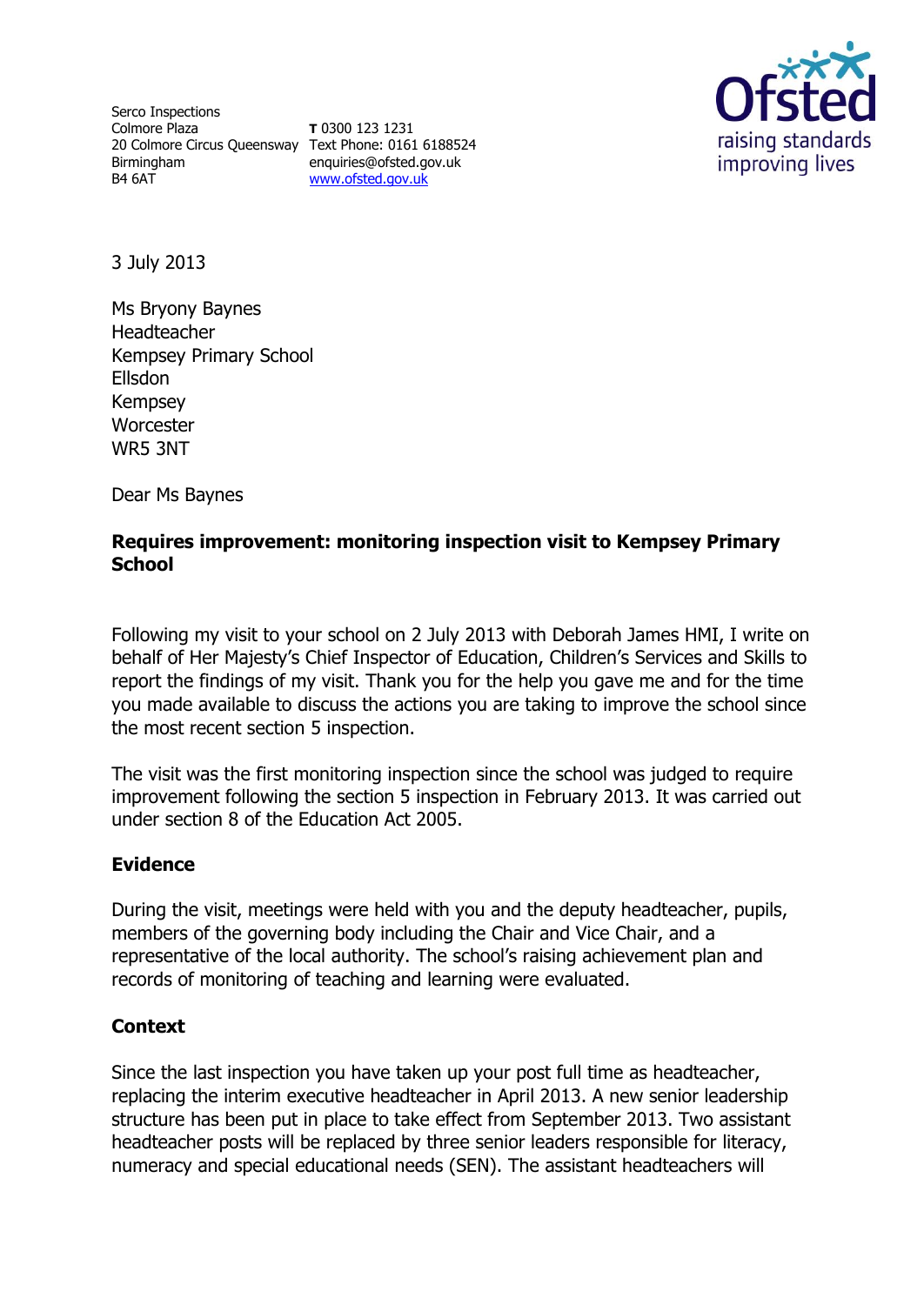Serco Inspections
Colmore Plaza
20 Colmore Circus Queensway
Birmingham
B4 6AT

**T** 0300 123 1231
Text Phone: 0161 6188524
enquiries@ofsted.gov.uk
www.ofsted.gov.uk

Ofsted
raising standards
improving lives

3 July 2013

Ms Bryony Baynes
Headteacher
Kempsey Primary School
Ellsdon
Kempsey
Worcester
WR5 3NT

Dear Ms Baynes

**Requires improvement: monitoring inspection visit to Kempsey Primary School**

Following my visit to your school on 2 July 2013 with Deborah James HMI, I write on behalf of Her Majesty's Chief Inspector of Education, Children's Services and Skills to report the findings of my visit. Thank you for the help you gave me and for the time you made available to discuss the actions you are taking to improve the school since the most recent section 5 inspection.

The visit was the first monitoring inspection since the school was judged to require improvement following the section 5 inspection in February 2013. It was carried out under section 8 of the Education Act 2005.

## Evidence

During the visit, meetings were held with you and the deputy headteacher, pupils, members of the governing body including the Chair and Vice Chair, and a representative of the local authority. The school's raising achievement plan and records of monitoring of teaching and learning were evaluated.

## Context

Since the last inspection you have taken up your post full time as headteacher, replacing the interim executive headteacher in April 2013. A new senior leadership structure has been put in place to take effect from September 2013. Two assistant headteacher posts will be replaced by three senior leaders responsible for literacy, numeracy and special educational needs (SEN). The assistant headteachers will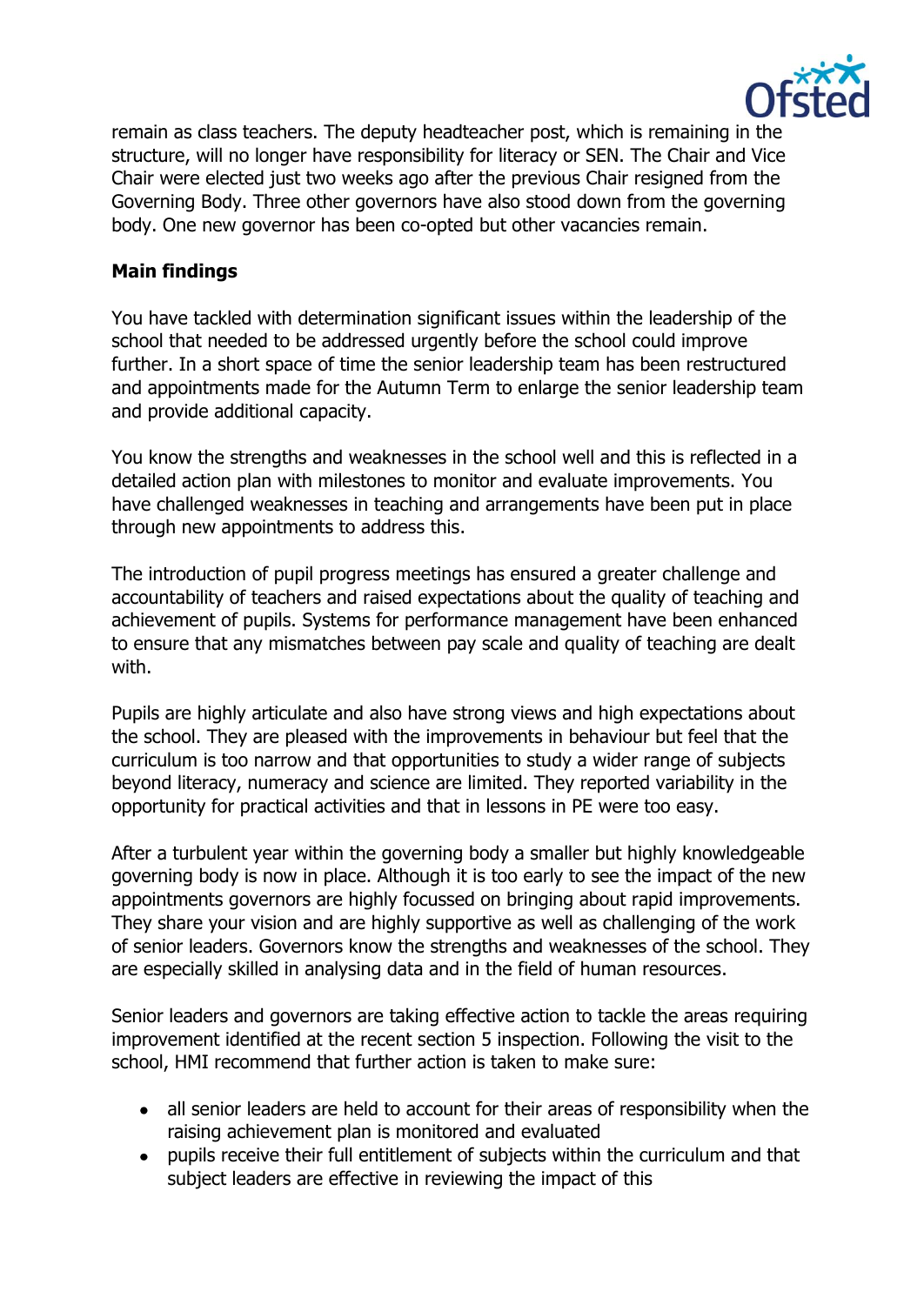remain as class teachers. The deputy headteacher post, which is remaining in the structure, will no longer have responsibility for literacy or SEN. The Chair and Vice Chair were elected just two weeks ago after the previous Chair resigned from the Governing Body. Three other governors have also stood down from the governing body. One new governor has been co-opted but other vacancies remain.

**Main findings**

You have tackled with determination significant issues within the leadership of the school that needed to be addressed urgently before the school could improve further. In a short space of time the senior leadership team has been restructured and appointments made for the Autumn Term to enlarge the senior leadership team and provide additional capacity.

You know the strengths and weaknesses in the school well and this is reflected in a detailed action plan with milestones to monitor and evaluate improvements. You have challenged weaknesses in teaching and arrangements have been put in place through new appointments to address this.

The introduction of pupil progress meetings has ensured a greater challenge and accountability of teachers and raised expectations about the quality of teaching and achievement of pupils. Systems for performance management have been enhanced to ensure that any mismatches between pay scale and quality of teaching are dealt with.

Pupils are highly articulate and also have strong views and high expectations about the school. They are pleased with the improvements in behaviour but feel that the curriculum is too narrow and that opportunities to study a wider range of subjects beyond literacy, numeracy and science are limited. They reported variability in the opportunity for practical activities and that in lessons in PE were too easy.

After a turbulent year within the governing body a smaller but highly knowledgeable governing body is now in place. Although it is too early to see the impact of the new appointments governors are highly focussed on bringing about rapid improvements. They share your vision and are highly supportive as well as challenging of the work of senior leaders. Governors know the strengths and weaknesses of the school. They are especially skilled in analysing data and in the field of human resources.

Senior leaders and governors are taking effective action to tackle the areas requiring improvement identified at the recent section 5 inspection. Following the visit to the school, HMI recommend that further action is taken to make sure:

- all senior leaders are held to account for their areas of responsibility when the raising achievement plan is monitored and evaluated
- pupils receive their full entitlement of subjects within the curriculum and that subject leaders are effective in reviewing the impact of this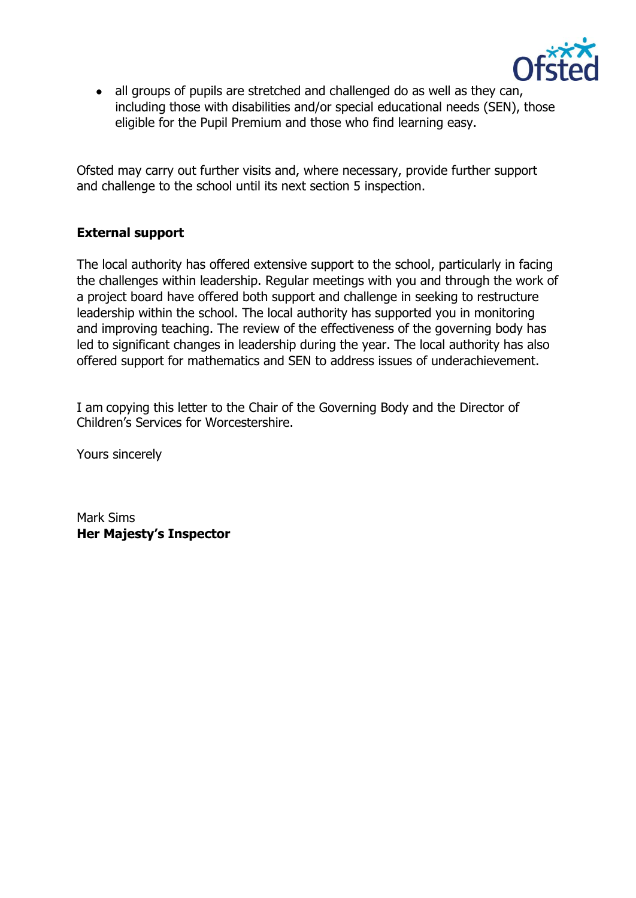- all groups of pupils are stretched and challenged do as well as they can, including those with disabilities and/or special educational needs (SEN), those eligible for the Pupil Premium and those who find learning easy.

Ofsted may carry out further visits and, where necessary, provide further support and challenge to the school until its next section 5 inspection.

**External support**

The local authority has offered extensive support to the school, particularly in facing the challenges within leadership. Regular meetings with you and through the work of a project board have offered both support and challenge in seeking to restructure leadership within the school. The local authority has supported you in monitoring and improving teaching. The review of the effectiveness of the governing body has led to significant changes in leadership during the year. The local authority has also offered support for mathematics and SEN to address issues of underachievement.

I am copying this letter to the Chair of the Governing Body and the Director of Children's Services for Worcestershire.

Yours sincerely

Mark Sims
**Her Majesty's Inspector**